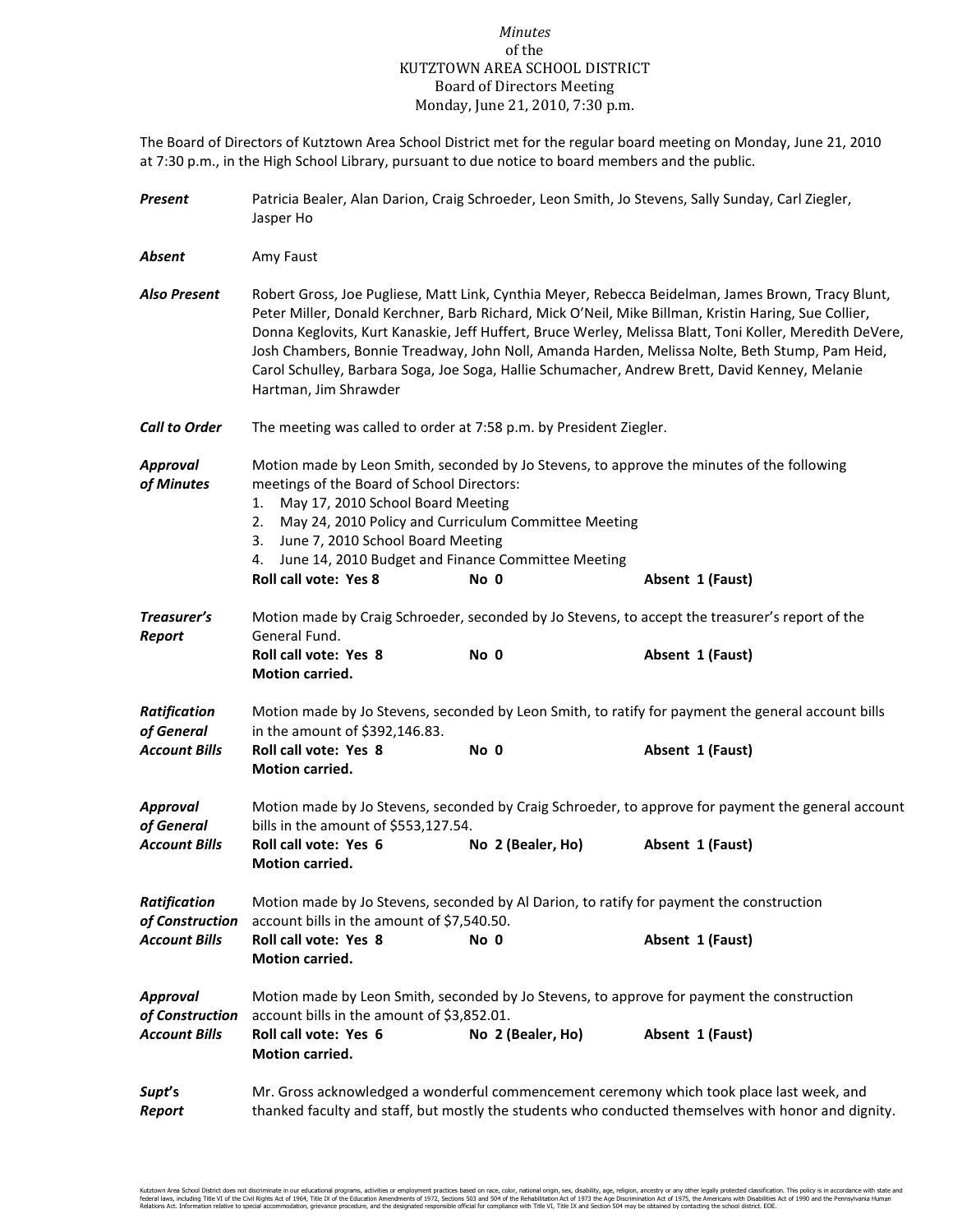*Minutes*
of the
KUTZTOWN AREA SCHOOL DISTRICT
Board of Directors Meeting
Monday, June 21, 2010, 7:30 p.m.

The Board of Directors of Kutztown Area School District met for the regular board meeting on Monday, June 21, 2010 at 7:30 p.m., in the High School Library, pursuant to due notice to board members and the public.

***Present*** Patricia Bealer, Alan Darion, Craig Schroeder, Leon Smith, Jo Stevens, Sally Sunday, Carl Ziegler, Jasper Ho

***Absent*** Amy Faust

***Also Present*** Robert Gross, Joe Pugliese, Matt Link, Cynthia Meyer, Rebecca Beidelman, James Brown, Tracy Blunt, Peter Miller, Donald Kerchner, Barb Richard, Mick O'Neil, Mike Billman, Kristin Haring, Sue Collier, Donna Keglovits, Kurt Kanaskie, Jeff Huffert, Bruce Werley, Melissa Blatt, Toni Koller, Meredith DeVere, Josh Chambers, Bonnie Treadway, John Noll, Amanda Harden, Melissa Nolte, Beth Stump, Pam Heid, Carol Schulley, Barbara Soga, Joe Soga, Hallie Schumacher, Andrew Brett, David Kenney, Melanie Hartman, Jim Shrawder

***Call to Order*** The meeting was called to order at 7:58 p.m. by President Ziegler.

***Approval of Minutes*** Motion made by Leon Smith, seconded by Jo Stevens, to approve the minutes of the following meetings of the Board of School Directors:

1. May 17, 2010 School Board Meeting
2. May 24, 2010 Policy and Curriculum Committee Meeting
3. June 7, 2010 School Board Meeting
4. June 14, 2010 Budget and Finance Committee Meeting

**Roll call vote: Yes 8 No 0 Absent 1 (Faust)**

***Treasurer's Report*** Motion made by Craig Schroeder, seconded by Jo Stevens, to accept the treasurer's report of the General Fund.
**Roll call vote: Yes 8 No 0 Absent 1 (Faust)**
**Motion carried.**

***Ratification of General Account Bills*** Motion made by Jo Stevens, seconded by Leon Smith, to ratify for payment the general account bills in the amount of $392,146.83.
**Roll call vote: Yes 8 No 0 Absent 1 (Faust)**
**Motion carried.**

***Approval of General Account Bills*** Motion made by Jo Stevens, seconded by Craig Schroeder, to approve for payment the general account bills in the amount of $553,127.54.
**Roll call vote: Yes 6 No 2 (Bealer, Ho) Absent 1 (Faust)**
**Motion carried.**

***Ratification of Construction Account Bills*** Motion made by Jo Stevens, seconded by Al Darion, to ratify for payment the construction account bills in the amount of $7,540.50.
**Roll call vote: Yes 8 No 0 Absent 1 (Faust)**
**Motion carried.**

***Approval of Construction Account Bills*** Motion made by Leon Smith, seconded by Jo Stevens, to approve for payment the construction account bills in the amount of $3,852.01.
**Roll call vote: Yes 6 No 2 (Bealer, Ho) Absent 1 (Faust)**
**Motion carried.**

***Supt's Report*** Mr. Gross acknowledged a wonderful commencement ceremony which took place last week, and thanked faculty and staff, but mostly the students who conducted themselves with honor and dignity.

Kutztown Area School District does not discriminate in our educational programs, activities or employment practices based on race, color, national origin, sex, disability, age, religion, ancestry or any other legally protected classification. This policy is in accordance with state and federal laws, including Title VI of the Civil Rights Act of 1964, Title IX of the Education Amendments of 1972, Sections 503 and 504 of the Rehabilitation Act of 1973 the Age Discrimination Act of 1975, the Americans with Disabilities Act of 1990 and the Pennsylvania Human Relations Act. Information relative to special accommodation, grievance procedure, and the designated responsible official for compliance with Title VI, Title IX and Section 504 may be obtained by contacting the school district. EOE.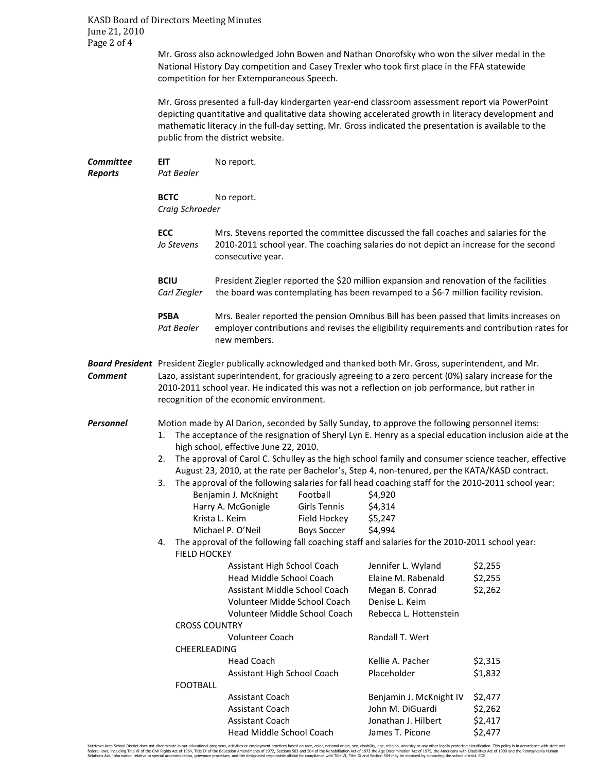Mr. Gross also acknowledged John Bowen and Nathan Onorofsky who won the silver medal in the National History Day competition and Casey Trexler who took first place in the FFA statewide competition for her Extemporaneous Speech.

Mr. Gross presented a full-day kindergarten year-end classroom assessment report via PowerPoint depicting quantitative and qualitative data showing accelerated growth in literacy development and mathematic literacy in the full-day setting. Mr. Gross indicated the presentation is available to the public from the district website.

***Committee Reports***

**EIT** *Pat Bealer* — No report.

**BCTC** *Craig Schroeder* — No report.

**ECC** *Jo Stevens* — Mrs. Stevens reported the committee discussed the fall coaches and salaries for the 2010-2011 school year. The coaching salaries do not depict an increase for the second consecutive year.

**BCIU** *Carl Ziegler* — President Ziegler reported the $20 million expansion and renovation of the facilities the board was contemplating has been revamped to a $6-7 million facility revision.

**PSBA** *Pat Bealer* — Mrs. Bealer reported the pension Omnibus Bill has been passed that limits increases on employer contributions and revises the eligibility requirements and contribution rates for new members.

***Board President Comment***

President Ziegler publically acknowledged and thanked both Mr. Gross, superintendent, and Mr. Lazo, assistant superintendent, for graciously agreeing to a zero percent (0%) salary increase for the 2010-2011 school year. He indicated this was not a reflection on job performance, but rather in recognition of the economic environment.

***Personnel***

Motion made by Al Darion, seconded by Sally Sunday, to approve the following personnel items:

1. The acceptance of the resignation of Sheryl Lyn E. Henry as a special education inclusion aide at the high school, effective June 22, 2010.
2. The approval of Carol C. Schulley as the high school family and consumer science teacher, effective August 23, 2010, at the rate per Bachelor's, Step 4, non-tenured, per the KATA/KASD contract.
3. The approval of the following salaries for fall head coaching staff for the 2010-2011 school year:

| | | |
|---|---|---|
| Benjamin J. McKnight | Football | $4,920 |
| Harry A. McGonigle | Girls Tennis | $4,314 |
| Krista L. Keim | Field Hockey | $5,247 |
| Michael P. O'Neil | Boys Soccer | $4,994 |

4. The approval of the following fall coaching staff and salaries for the 2010-2011 school year:

| | | | |
|---|---|---|---|
| FIELD HOCKEY | | | |
| | Assistant High School Coach | Jennifer L. Wyland | $2,255 |
| | Head Middle School Coach | Elaine M. Rabenald | $2,255 |
| | Assistant Middle School Coach | Megan B. Conrad | $2,262 |
| | Volunteer Midde School Coach | Denise L. Keim | |
| | Volunteer Middle School Coach | Rebecca L. Hottenstein | |
| CROSS COUNTRY | | | |
| | Volunteer Coach | Randall T. Wert | |
| CHEERLEADING | | | |
| | Head Coach | Kellie A. Pacher | $2,315 |
| | Assistant High School Coach | Placeholder | $1,832 |
| FOOTBALL | | | |
| | Assistant Coach | Benjamin J. McKnight IV | $2,477 |
| | Assistant Coach | John M. DiGuardi | $2,262 |
| | Assistant Coach | Jonathan J. Hilbert | $2,417 |
| | Head Middle School Coach | James T. Picone | $2,477 |

Kutztown Area School District does not discriminate in our educational programs, activities or employment practices based on race, color, national origin, sex, disability, age, religion, ancestry or any other legally protected classification. This policy is in accordance with state and federal laws, including Title VI of the Civil Rights Act of 1964, Title IX of the Education Amendments of 1972, Sections 503 and 504 of the Rehabilitation Act of 1973 the Age Discrimination Act of 1975, the Americans with Disabilities Act of 1990 and the Pennsylvania Human Relations Act. Information relative to special accommodation, grievance procedure, and the designated responsible official for compliance with Title VI, Title IX and Section 504 may be obtained by contacting the school district. EOE.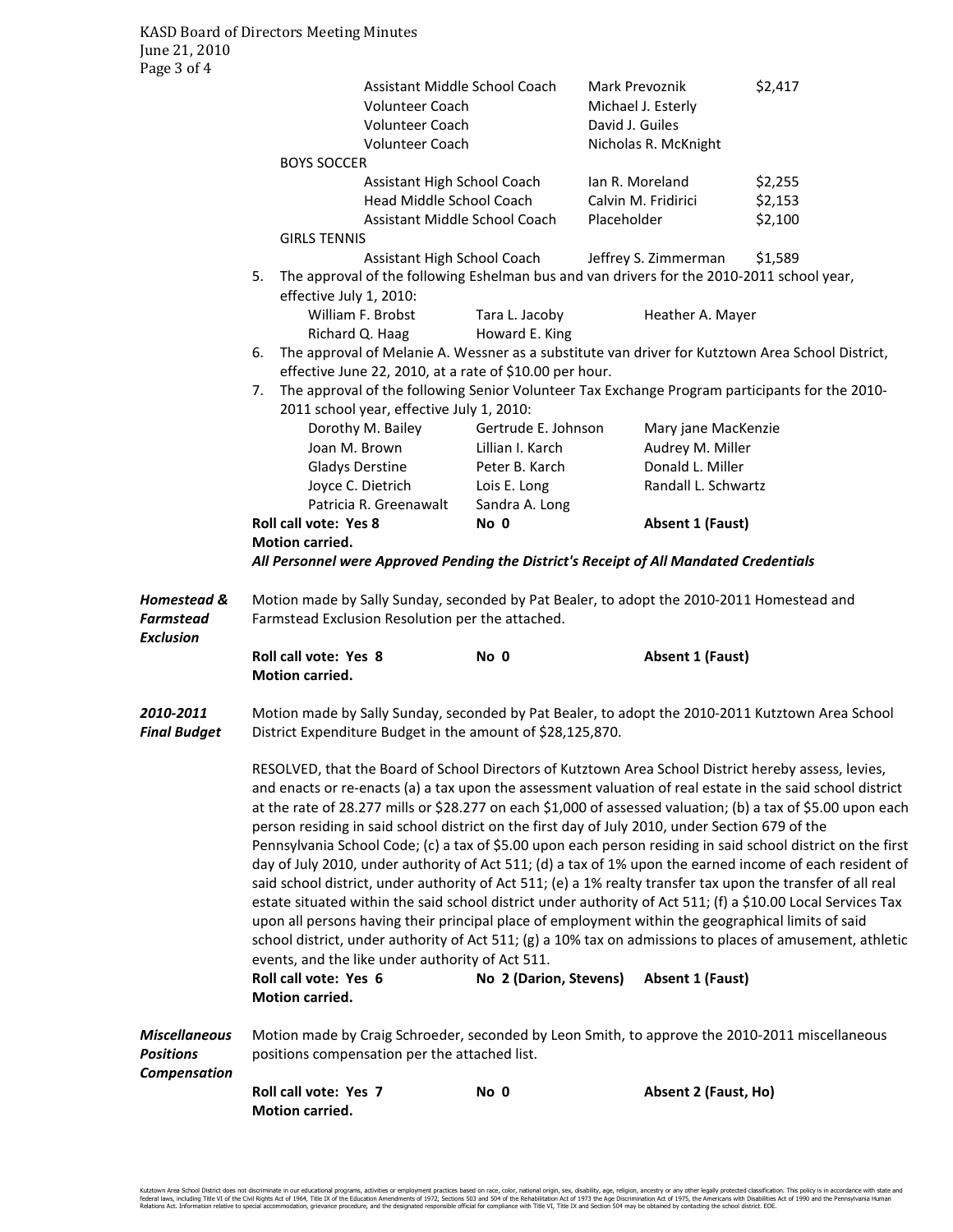| | | |
|---|---|---|
| Assistant Middle School Coach | Mark Prevoznik | $2,417 |
| Volunteer Coach | Michael J. Esterly | |
| Volunteer Coach | David J. Guiles | |
| Volunteer Coach | Nicholas R. McKnight | |
| **BOYS SOCCER** | | |
| Assistant High School Coach | Ian R. Moreland | $2,255 |
| Head Middle School Coach | Calvin M. Fridirici | $2,153 |
| Assistant Middle School Coach | Placeholder | $2,100 |
| **GIRLS TENNIS** | | |
| Assistant High School Coach | Jeffrey S. Zimmerman | $1,589 |

5. The approval of the following Eshelman bus and van drivers for the 2010-2011 school year, effective July 1, 2010:

| | | |
|---|---|---|
| William F. Brobst | Tara L. Jacoby | Heather A. Mayer |
| Richard Q. Haag | Howard E. King | |

6. The approval of Melanie A. Wessner as a substitute van driver for Kutztown Area School District, effective June 22, 2010, at a rate of $10.00 per hour.
7. The approval of the following Senior Volunteer Tax Exchange Program participants for the 2010-2011 school year, effective July 1, 2010:

| | | |
|---|---|---|
| Dorothy M. Bailey | Gertrude E. Johnson | Mary jane MacKenzie |
| Joan M. Brown | Lillian I. Karch | Audrey M. Miller |
| Gladys Derstine | Peter B. Karch | Donald L. Miller |
| Joyce C. Dietrich | Lois E. Long | Randall L. Schwartz |
| Patricia R. Greenawalt | Sandra A. Long | |

**Roll call vote: Yes 8** **No 0** **Absent 1 (Faust)**
**Motion carried.**

***All Personnel were Approved Pending the District's Receipt of All Mandated Credentials***

***Homestead & Farmstead Exclusion***

Motion made by Sally Sunday, seconded by Pat Bealer, to adopt the 2010-2011 Homestead and Farmstead Exclusion Resolution per the attached.

**Roll call vote: Yes 8** **No 0** **Absent 1 (Faust)**
**Motion carried.**

***2010-2011 Final Budget***

Motion made by Sally Sunday, seconded by Pat Bealer, to adopt the 2010-2011 Kutztown Area School District Expenditure Budget in the amount of $28,125,870.

RESOLVED, that the Board of School Directors of Kutztown Area School District hereby assess, levies, and enacts or re-enacts (a) a tax upon the assessment valuation of real estate in the said school district at the rate of 28.277 mills or $28.277 on each $1,000 of assessed valuation; (b) a tax of $5.00 upon each person residing in said school district on the first day of July 2010, under Section 679 of the Pennsylvania School Code; (c) a tax of $5.00 upon each person residing in said school district on the first day of July 2010, under authority of Act 511; (d) a tax of 1% upon the earned income of each resident of said school district, under authority of Act 511; (e) a 1% realty transfer tax upon the transfer of all real estate situated within the said school district under authority of Act 511; (f) a $10.00 Local Services Tax upon all persons having their principal place of employment within the geographical limits of said school district, under authority of Act 511; (g) a 10% tax on admissions to places of amusement, athletic events, and the like under authority of Act 511.

**Roll call vote: Yes 6** **No 2 (Darion, Stevens)** **Absent 1 (Faust)**
**Motion carried.**

***Miscellaneous Positions Compensation***

Motion made by Craig Schroeder, seconded by Leon Smith, to approve the 2010-2011 miscellaneous positions compensation per the attached list.

**Roll call vote: Yes 7** **No 0** **Absent 2 (Faust, Ho)**
**Motion carried.**

Kutztown Area School District does not discriminate in our educational programs, activities or employment practices based on race, color, national origin, sex, disability, age, religion, ancestry or any other legally protected classification. This policy is in accordance with state and federal laws, including Title VI of the Civil Rights Act of 1964, Title IX of the Education Amendments of 1972, Sections 503 and 504 of the Rehabilitation Act of 1973 the Age Discrimination Act of 1975, the Americans with Disabilities Act of 1990 and the Pennsylvania Human Relations Act. Information relative to special accommodation, grievance procedure, and the designated responsible official for compliance with Title VI, Title IX and Section 504 may be obtained by contacting the school district. EOE.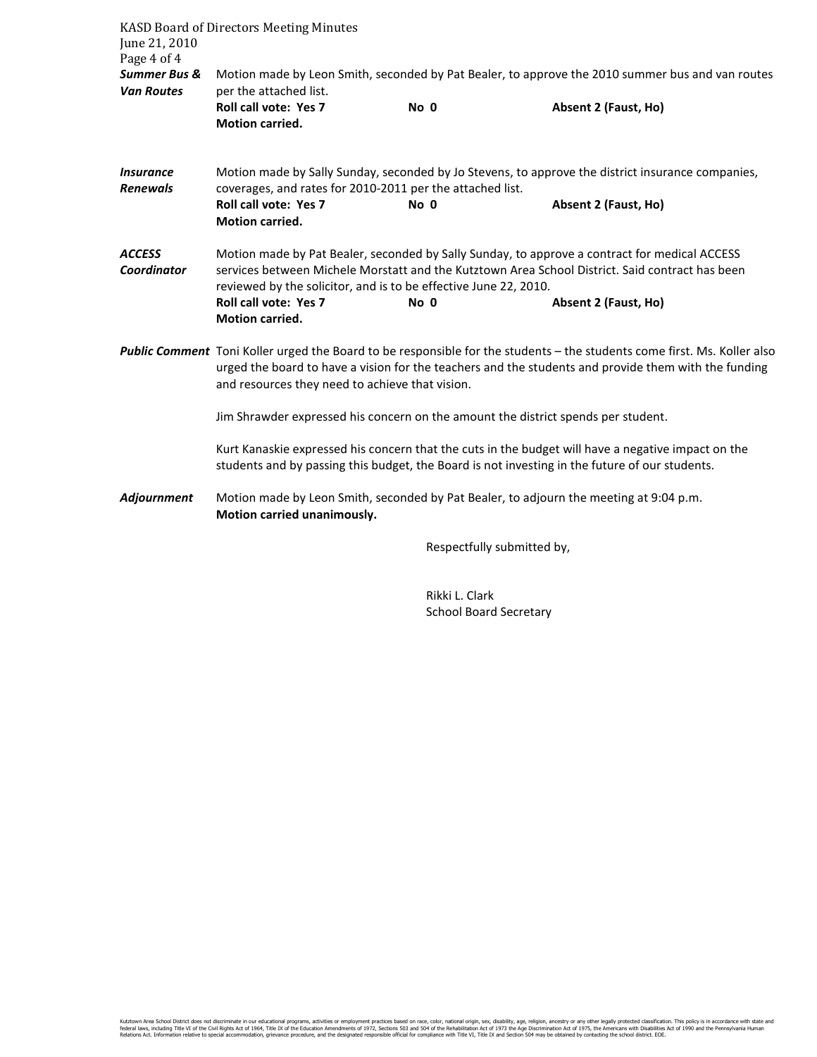***Summer Bus & Van Routes***

Motion made by Leon Smith, seconded by Pat Bealer, to approve the 2010 summer bus and van routes per the attached list.

**Roll call vote: Yes 7** **No 0** **Absent 2 (Faust, Ho)**

**Motion carried.**

***Insurance Renewals***

Motion made by Sally Sunday, seconded by Jo Stevens, to approve the district insurance companies, coverages, and rates for 2010-2011 per the attached list.

**Roll call vote: Yes 7** **No 0** **Absent 2 (Faust, Ho)**

**Motion carried.**

***ACCESS Coordinator***

Motion made by Pat Bealer, seconded by Sally Sunday, to approve a contract for medical ACCESS services between Michele Morstatt and the Kutztown Area School District. Said contract has been reviewed by the solicitor, and is to be effective June 22, 2010.

**Roll call vote: Yes 7** **No 0** **Absent 2 (Faust, Ho)**

**Motion carried.**

***Public Comment***

Toni Koller urged the Board to be responsible for the students – the students come first. Ms. Koller also urged the board to have a vision for the teachers and the students and provide them with the funding and resources they need to achieve that vision.

Jim Shrawder expressed his concern on the amount the district spends per student.

Kurt Kanaskie expressed his concern that the cuts in the budget will have a negative impact on the students and by passing this budget, the Board is not investing in the future of our students.

***Adjournment***

Motion made by Leon Smith, seconded by Pat Bealer, to adjourn the meeting at 9:04 p.m.

**Motion carried unanimously.**

Respectfully submitted by,

Rikki L. Clark
School Board Secretary

Kutztown Area School District does not discriminate in our educational programs, activities or employment practices based on race, color, national origin, sex, disability, age, religion, ancestry or any other legally protected classification. This policy is in accordance with state and federal laws, including Title VI of the Civil Rights Act of 1964, Title IX of the Education Amendments of 1972, Sections 503 and 504 of the Rehabilitation Act of 1973 the Age Discrimination Act of 1975, the Americans with Disabilities Act of 1990 and the Pennsylvania Human Relations Act. Information relative to special accommodation, grievance procedure, and the designated responsible official for compliance with Title VI, Title IX and Section 504 may be obtained by contacting the school district. EOE.